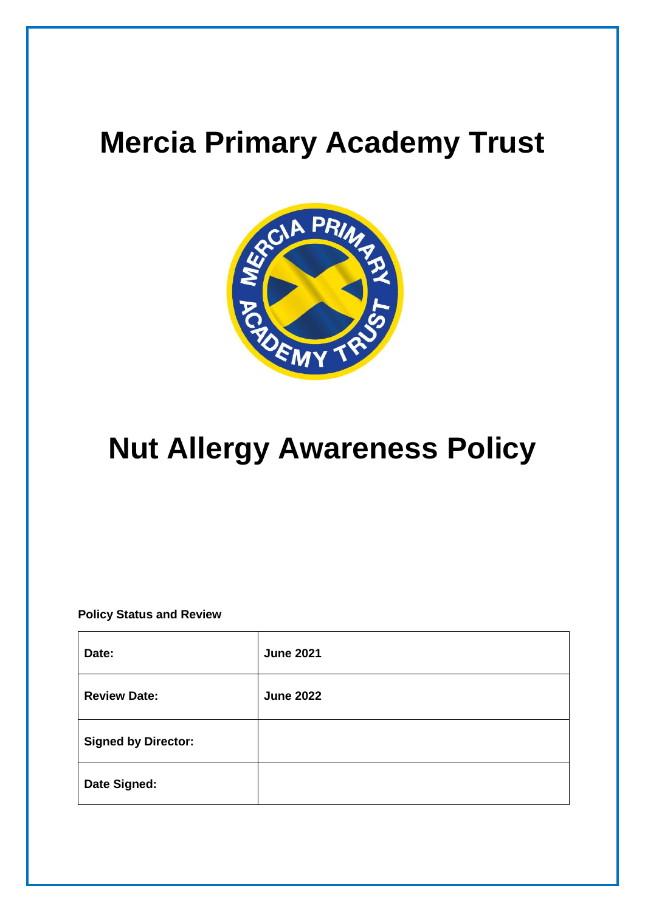# Mercia Primary Academy Trust

# Nut Allergy Awareness Policy

**Policy Status and Review**

| **Date:** | **June 2021** |
|---|---|
| **Review Date:** | **June 2022** |
| **Signed by Director:** | |
| **Date Signed:** | |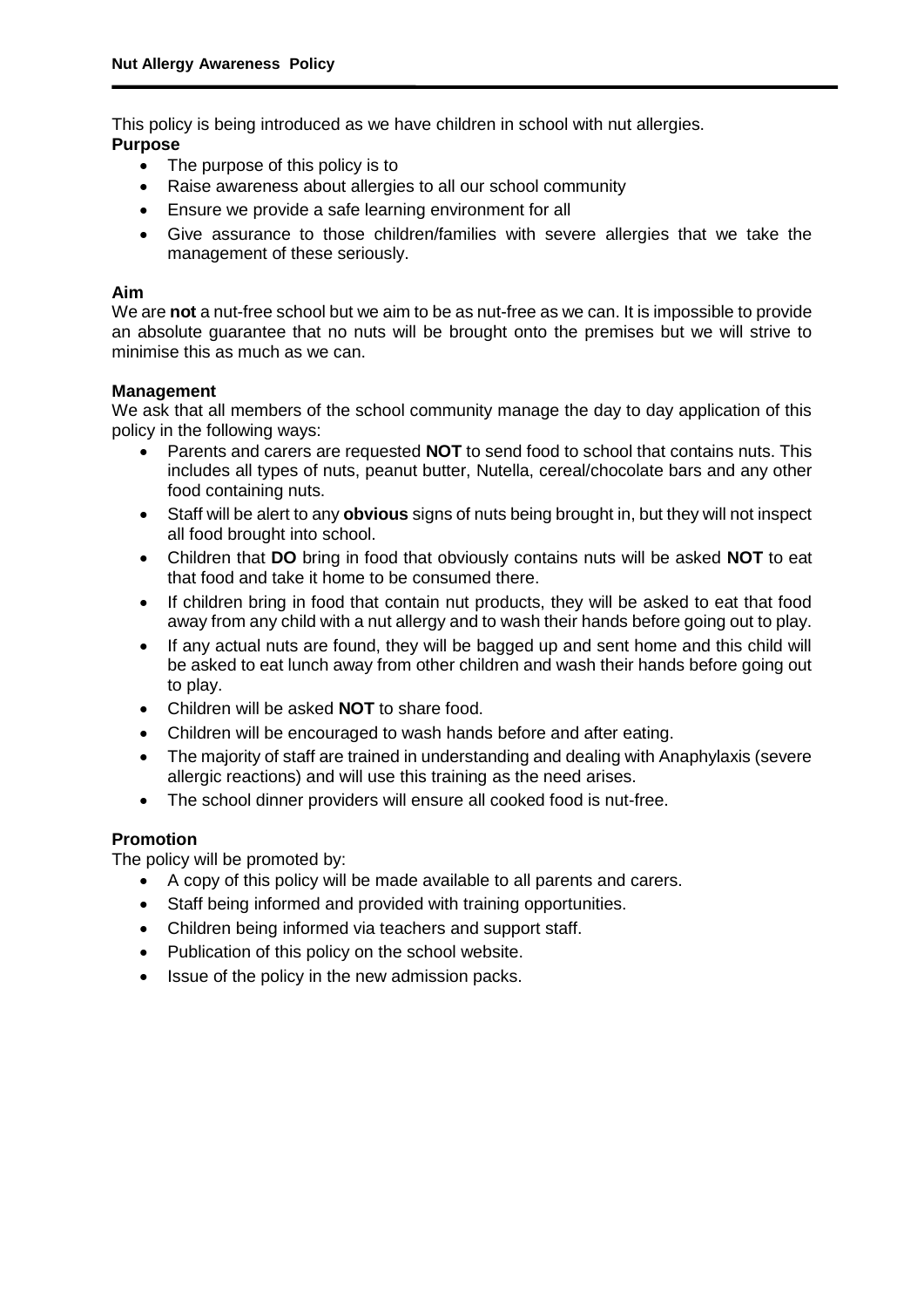**Nut Allergy Awareness Policy**

This policy is being introduced as we have children in school with nut allergies.

**Purpose**

- The purpose of this policy is to
- Raise awareness about allergies to all our school community
- Ensure we provide a safe learning environment for all
- Give assurance to those children/families with severe allergies that we take the management of these seriously.

**Aim**

We are **not** a nut-free school but we aim to be as nut-free as we can. It is impossible to provide an absolute guarantee that no nuts will be brought onto the premises but we will strive to minimise this as much as we can.

**Management**

We ask that all members of the school community manage the day to day application of this policy in the following ways:

- Parents and carers are requested **NOT** to send food to school that contains nuts. This includes all types of nuts, peanut butter, Nutella, cereal/chocolate bars and any other food containing nuts.
- Staff will be alert to any **obvious** signs of nuts being brought in, but they will not inspect all food brought into school.
- Children that **DO** bring in food that obviously contains nuts will be asked **NOT** to eat that food and take it home to be consumed there.
- If children bring in food that contain nut products, they will be asked to eat that food away from any child with a nut allergy and to wash their hands before going out to play.
- If any actual nuts are found, they will be bagged up and sent home and this child will be asked to eat lunch away from other children and wash their hands before going out to play.
- Children will be asked **NOT** to share food.
- Children will be encouraged to wash hands before and after eating.
- The majority of staff are trained in understanding and dealing with Anaphylaxis (severe allergic reactions) and will use this training as the need arises.
- The school dinner providers will ensure all cooked food is nut-free.

**Promotion**

The policy will be promoted by:

- A copy of this policy will be made available to all parents and carers.
- Staff being informed and provided with training opportunities.
- Children being informed via teachers and support staff.
- Publication of this policy on the school website.
- Issue of the policy in the new admission packs.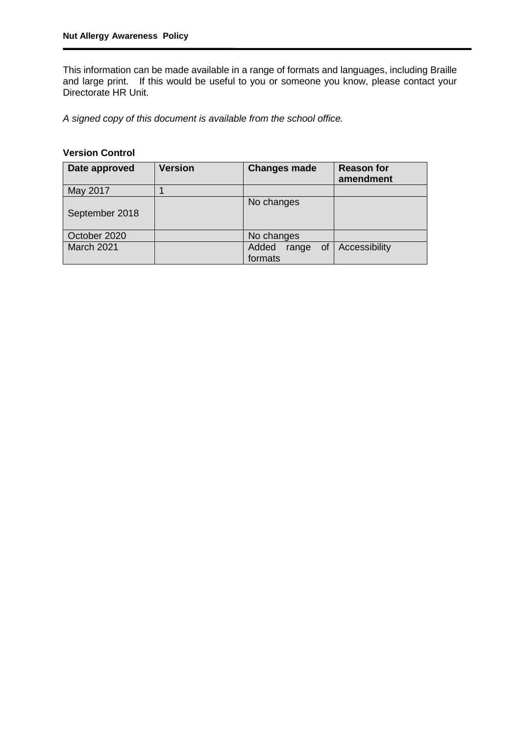This information can be made available in a range of formats and languages, including Braille and large print. If this would be useful to you or someone you know, please contact your Directorate HR Unit.

*A signed copy of this document is available from the school office.*

**Version Control**

| **Date approved** | **Version** | **Changes made** | **Reason for amendment** |
|---|---|---|---|
| May 2017 | 1 | | |
| September 2018 | | No changes | |
| October 2020 | | No changes | |
| March 2021 | | Added range of formats | Accessibility |